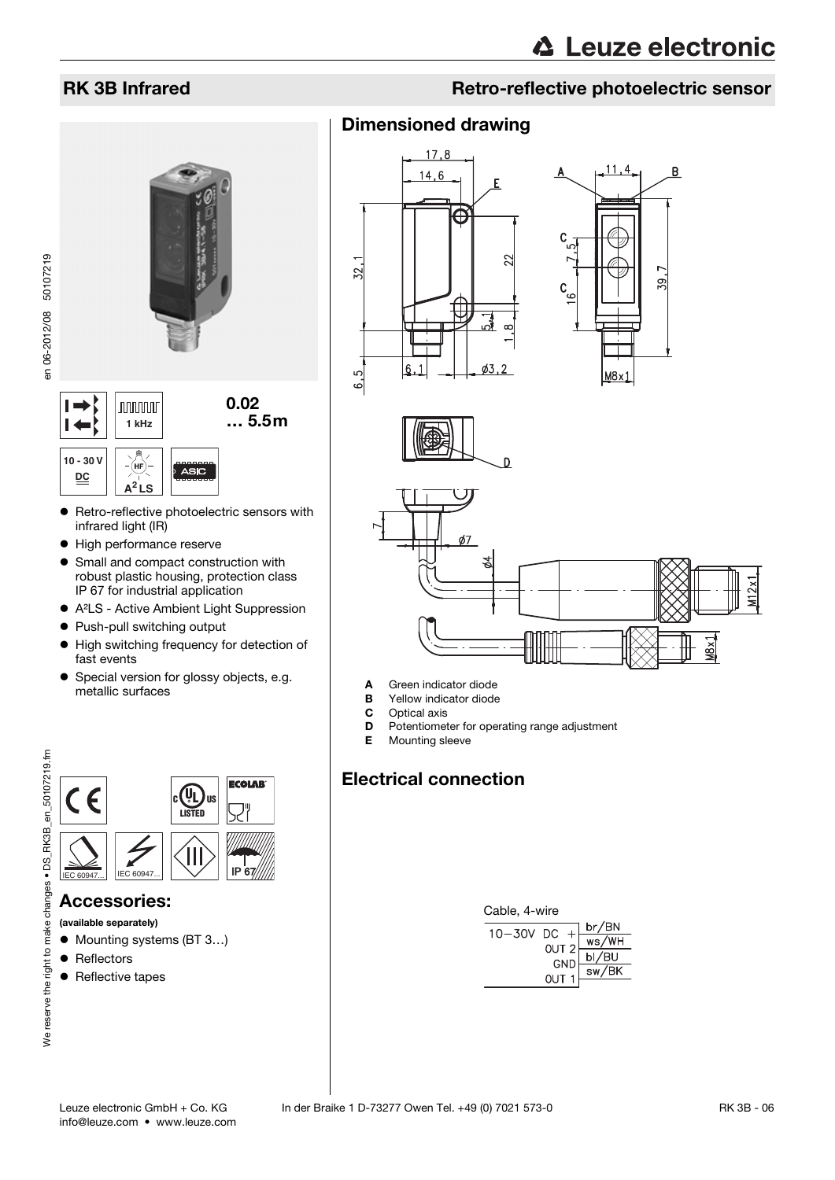# Leuze electronic

## RK 3B Infrared

## Retro-reflective photoelectric sensor

1 kHz

0.02 … 5.5 m

10 - 30 V DC

$A^2LS$

ASIC

- Retro-reflective photoelectric sensors with infrared light (IR)
- High performance reserve
- Small and compact construction with robust plastic housing, protection class IP 67 for industrial application
- A²LS - Active Ambient Light Suppression
- Push-pull switching output
- High switching frequency for detection of fast events
- Special version for glossy objects, e.g. metallic surfaces

IEC 60947... IEC 60947... IP 67

## Accessories:

**(available separately)**

- Mounting systems (BT 3…)
- Reflectors
- Reflective tapes

## Dimensioned drawing

- **A** Green indicator diode
- **B** Yellow indicator diode
- **C** Optical axis
- **D** Potentiometer for operating range adjustment
- **E** Mounting sleeve

## Electrical connection

Cable, 4-wire

| | |
|---|---|
| 10−30V DC + | br/BN |
| OUT 2 | ws/WH |
| GND | bl/BU |
| OUT 1 | sw/BK |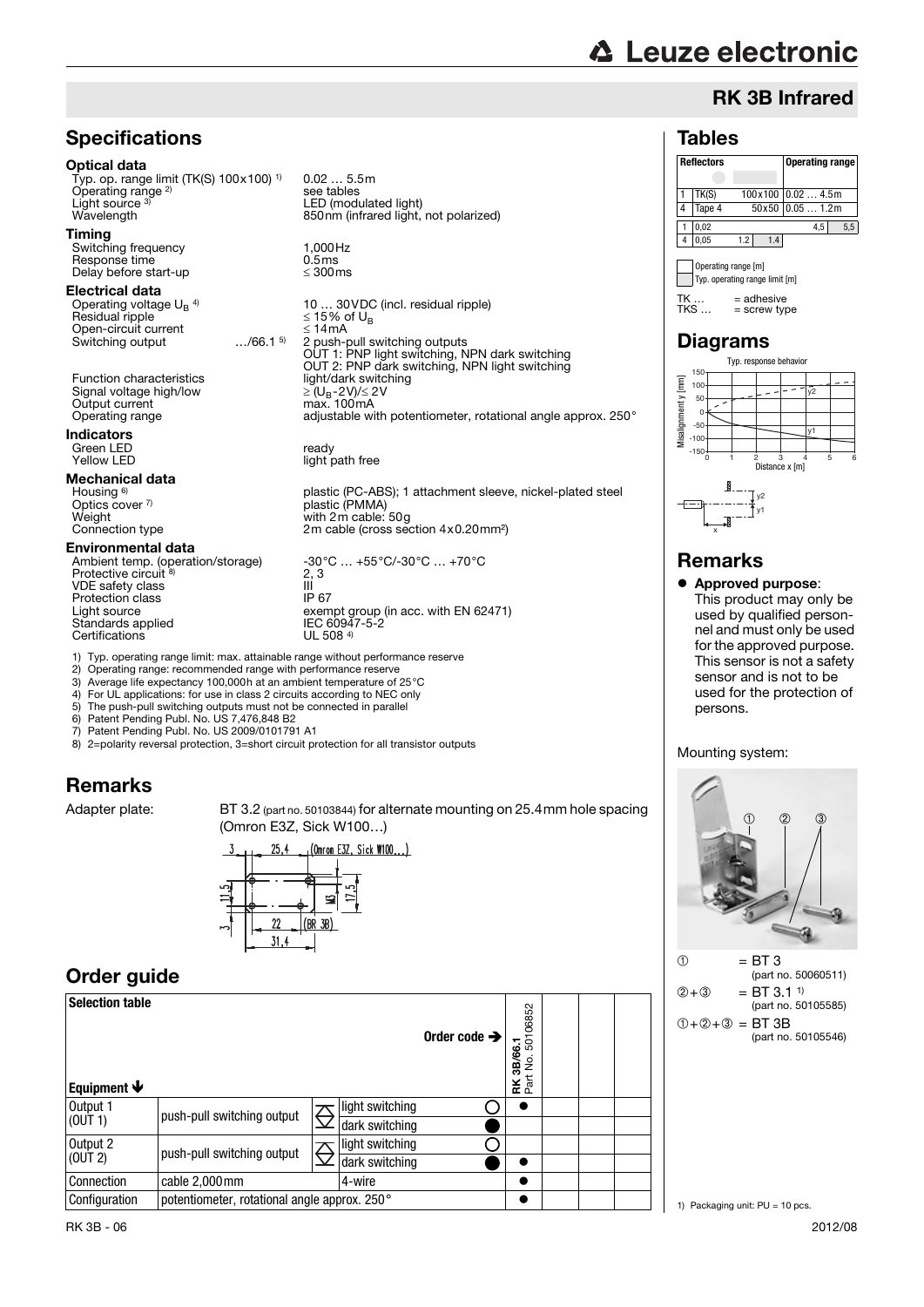# RK 3B Infrared

## Specifications

### Optical data

| | |
|---|---|
| Typ. op. range limit (TK(S) 100x100) [1] | 0.02 … 5.5m |
| Operating range [2] | see tables |
| Light source [3] | LED (modulated light) |
| Wavelength | 850nm (infrared light, not polarized) |

### Timing

| | |
|---|---|
| Switching frequency | 1,000Hz |
| Response time | 0.5ms |
| Delay before start-up | ≤ 300ms |

### Electrical data

| | |
|---|---|
| Operating voltage $U_B$ [4] | 10 … 30VDC (incl. residual ripple) |
| Residual ripple | ≤ 15% of $U_B$ |
| Open-circuit current | ≤ 14mA |
| Switching output …/66.1 [5] | 2 push-pull switching outputs<br>OUT 1: PNP light switching, NPN dark switching<br>OUT 2: PNP dark switching, NPN light switching |
| Function characteristics | light/dark switching |
| Signal voltage high/low | ≥ ($U_B$-2V)/≤ 2V |
| Output current | max. 100mA |
| Operating range | adjustable with potentiometer, rotational angle approx. 250° |

### Indicators

| | |
|---|---|
| Green LED | ready |
| Yellow LED | light path free |

### Mechanical data

| | |
|---|---|
| Housing [6] | plastic (PC-ABS); 1 attachment sleeve, nickel-plated steel |
| Optics cover [7] | plastic (PMMA) |
| Weight | with 2m cable: 50g |
| Connection type | 2m cable (cross section 4x0.20mm²) |

### Environmental data

| | |
|---|---|
| Ambient temp. (operation/storage) | -30°C … +55°C/-30°C … +70°C |
| Protective circuit [8] | 2, 3 |
| VDE safety class | III |
| Protection class | IP 67 |
| Light source | exempt group (in acc. with EN 62471) |
| Standards applied | IEC 60947-5-2 |
| Certifications | UL 508 [4] |

1) Typ. operating range limit: max. attainable range without performance reserve
2) Operating range: recommended range with performance reserve
3) Average life expectancy 100,000h at an ambient temperature of 25°C
4) For UL applications: for use in class 2 circuits according to NEC only
5) The push-pull switching outputs must not be connected in parallel
6) Patent Pending Publ. No. US 7,476,848 B2
7) Patent Pending Publ. No. US 2009/0101791 A1
8) 2=polarity reversal protection, 3=short circuit protection for all transistor outputs

## Remarks

Adapter plate: BT 3.2 (part no. 50103844) for alternate mounting on 25.4mm hole spacing (Omron E3Z, Sick W100…)

3
25,4
(Omron E3Z, Sick W100...)
11,5
M3
17,5
3
22
(BR 3B)
31,4

## Order guide

| Selection table | | | Order code ➔ | RK 3B/66.1<br>Part No. 50106852 | | | |
|---|---|---|---|---|---|---|---|
| **Equipment ↓** | | | | | | | |
| Output 1 (OUT 1) | push-pull switching output | light switching | ○ | ● | | | |
| | | dark switching | ● | | | | |
| Output 2 (OUT 2) | push-pull switching output | light switching | ○ | | | | |
| | | dark switching | ● | ● | | | |
| Connection | cable 2,000mm | 4-wire | | ● | | | |
| Configuration | potentiometer, rotational angle approx. 250° | | | ● | | | |

## Tables

| | Reflectors | | Operating range |
|---|---|---|---|
| 1 | TK(S) | 100x100 | 0.02 … 4.5m |
| 4 | Tape 4 | 50x50 | 0.05 … 1.2m |

1 0,02 4,5 5,5
4 0,05 1.2 1.4

Operating range [m]
Typ. operating range limit [m]

TK … = adhesive
TKS … = screw type

## Diagrams

Typ. response behavior

Misalignment y [mm]
150
100
50
0
-50
-100
-150
0 1 2 3 4 5 6
Distance x [m]
y2
y1

y2
y1
x

## Remarks

- **Approved purpose**: This product may only be used by qualified personnel and must only be used for the approved purpose. This sensor is not a safety sensor and is not to be used for the protection of persons.

Mounting system:

① ② ③

① = BT 3 (part no. 50060511)
②+③ = BT 3.1 [1] (part no. 50105585)
①+②+③ = BT 3B (part no. 50105546)

1) Packaging unit: PU = 10 pcs.